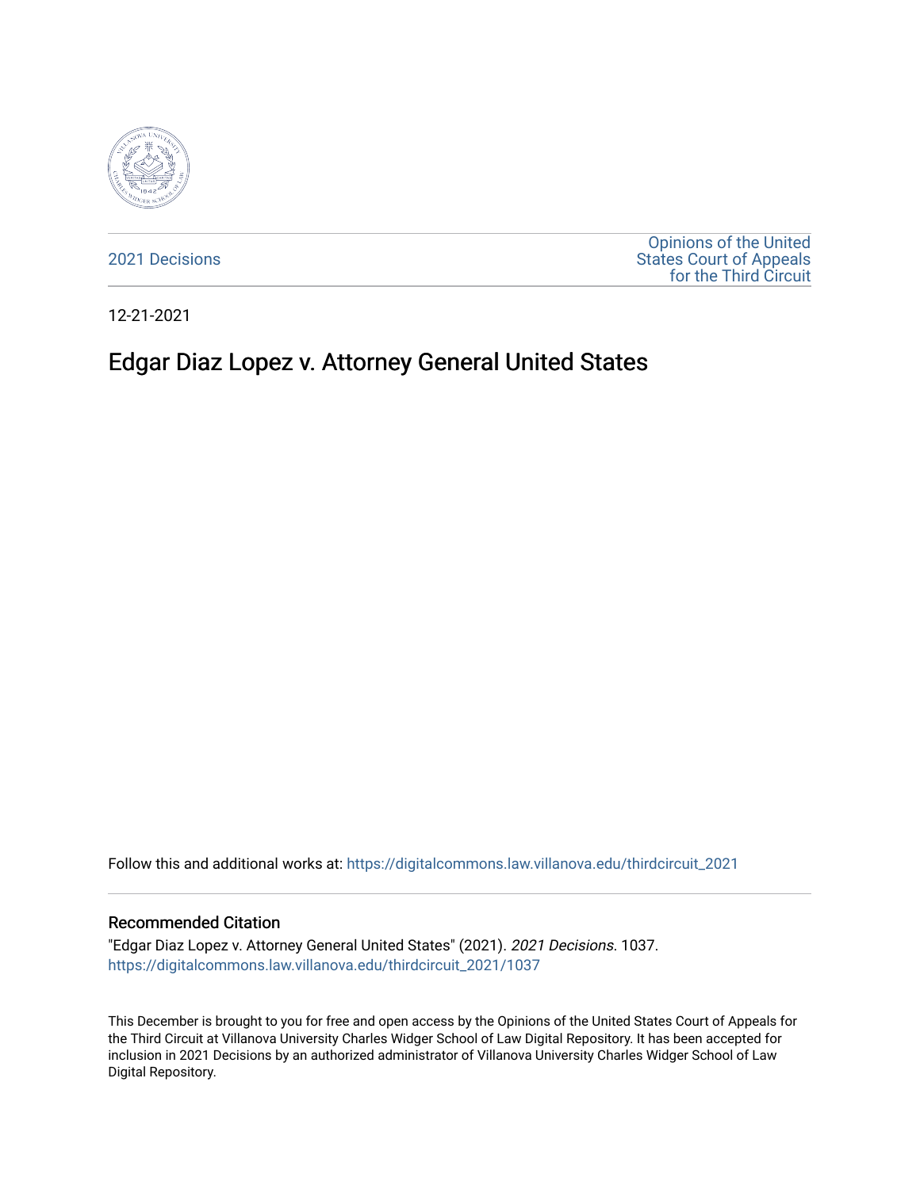2021 Decisions

Opinions of the United States Court of Appeals for the Third Circuit

12-21-2021

# Edgar Diaz Lopez v. Attorney General United States

Follow this and additional works at: https://digitalcommons.law.villanova.edu/thirdcircuit_2021

## Recommended Citation

"Edgar Diaz Lopez v. Attorney General United States" (2021). *2021 Decisions*. 1037.
https://digitalcommons.law.villanova.edu/thirdcircuit_2021/1037

This December is brought to you for free and open access by the Opinions of the United States Court of Appeals for the Third Circuit at Villanova University Charles Widger School of Law Digital Repository. It has been accepted for inclusion in 2021 Decisions by an authorized administrator of Villanova University Charles Widger School of Law Digital Repository.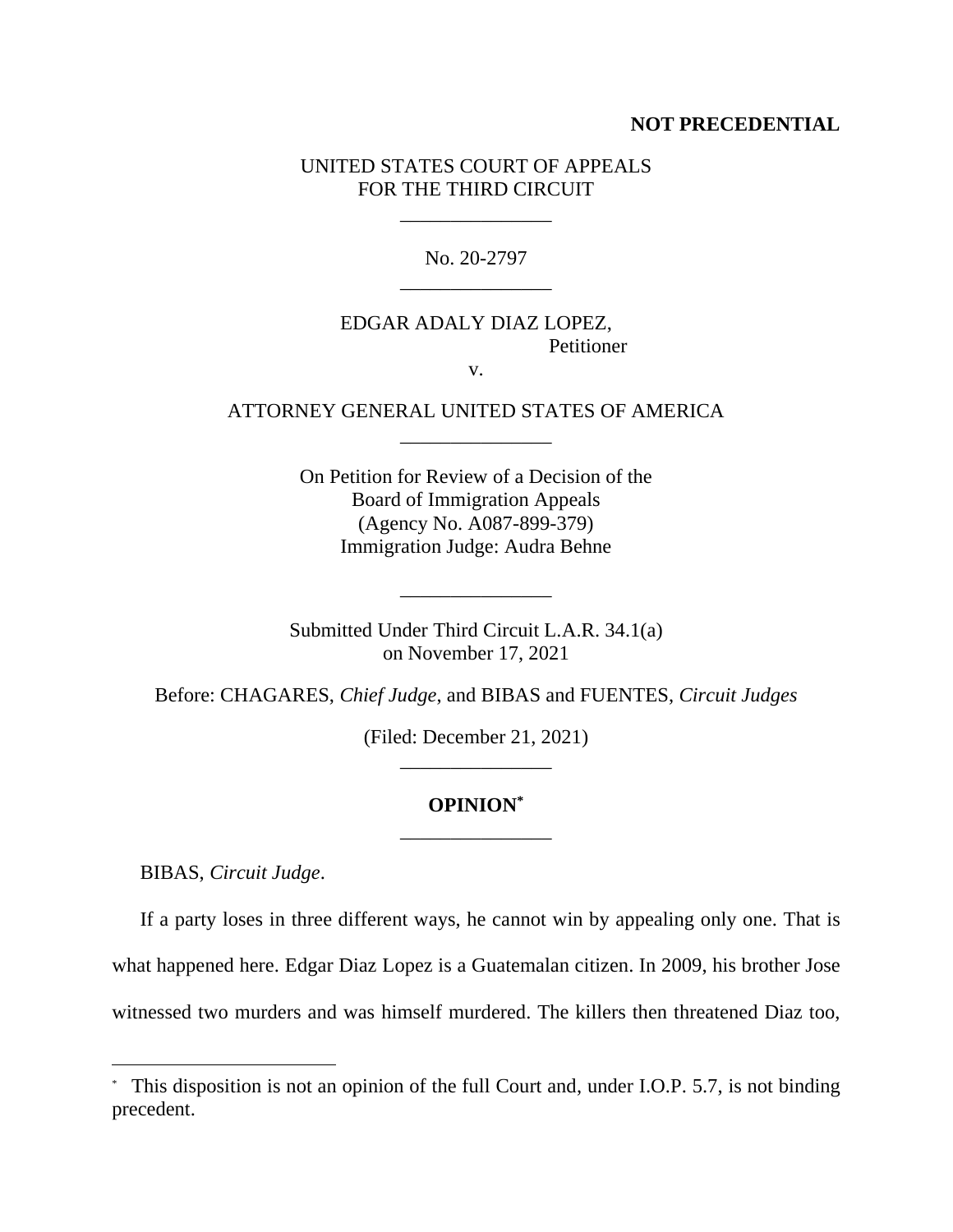**NOT PRECEDENTIAL**

UNITED STATES COURT OF APPEALS
FOR THE THIRD CIRCUIT

\_\_\_\_\_\_\_\_\_\_\_\_\_\_\_

No. 20-2797

\_\_\_\_\_\_\_\_\_\_\_\_\_\_\_

EDGAR ADALY DIAZ LOPEZ,
Petitioner

v.

ATTORNEY GENERAL UNITED STATES OF AMERICA

\_\_\_\_\_\_\_\_\_\_\_\_\_\_\_

On Petition for Review of a Decision of the
Board of Immigration Appeals
(Agency No. A087-899-379)
Immigration Judge: Audra Behne

\_\_\_\_\_\_\_\_\_\_\_\_\_\_\_

Submitted Under Third Circuit L.A.R. 34.1(a)
on November 17, 2021

Before: CHAGARES, *Chief Judge*, and BIBAS and FUENTES, *Circuit Judges*

(Filed: December 21, 2021)

\_\_\_\_\_\_\_\_\_\_\_\_\_\_\_

**OPINION**[*]

\_\_\_\_\_\_\_\_\_\_\_\_\_\_\_

BIBAS, *Circuit Judge*.

If a party loses in three different ways, he cannot win by appealing only one. That is what happened here. Edgar Diaz Lopez is a Guatemalan citizen. In 2009, his brother Jose witnessed two murders and was himself murdered. The killers then threatened Diaz too,

[*] This disposition is not an opinion of the full Court and, under I.O.P. 5.7, is not binding precedent.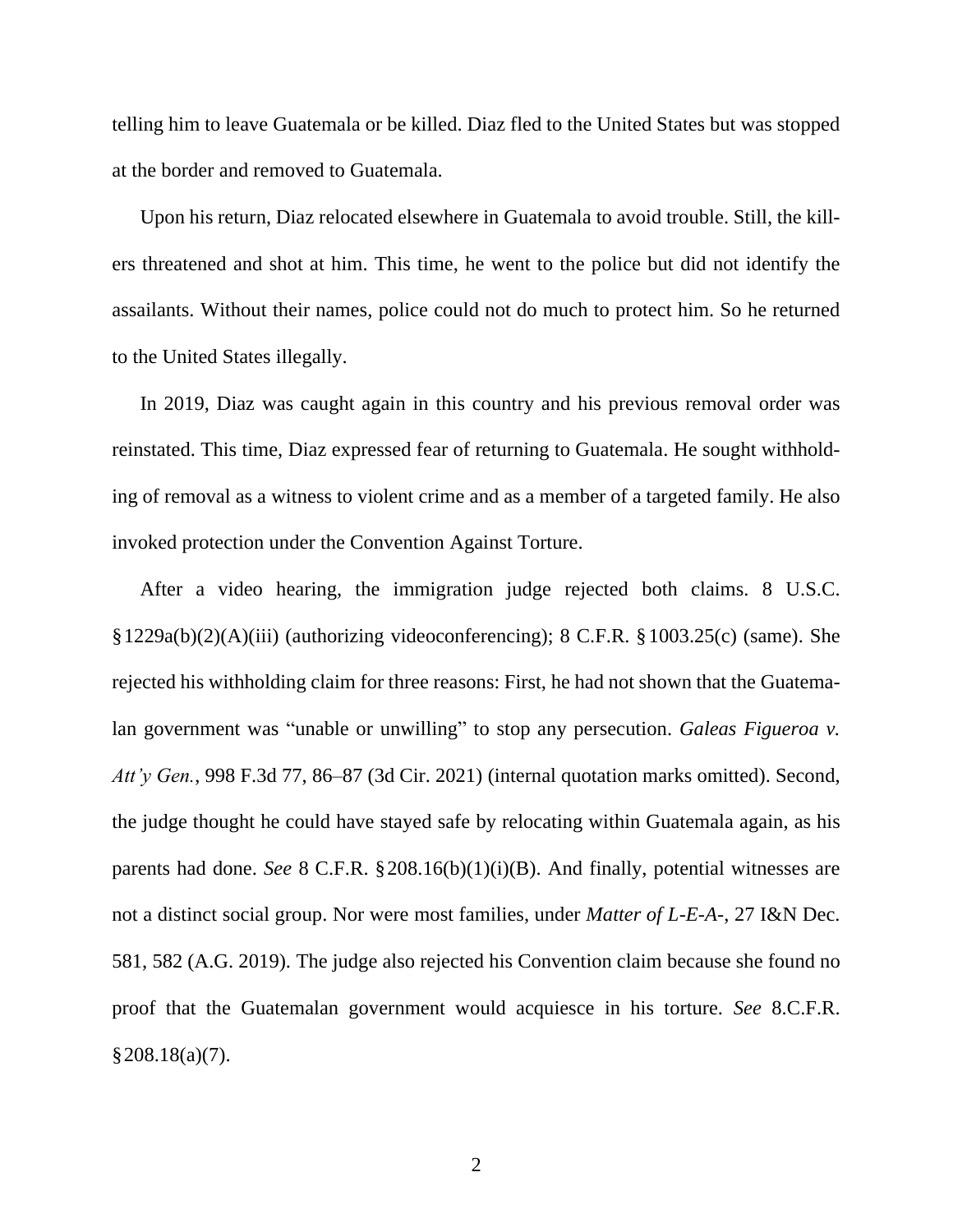telling him to leave Guatemala or be killed. Diaz fled to the United States but was stopped at the border and removed to Guatemala.

Upon his return, Diaz relocated elsewhere in Guatemala to avoid trouble. Still, the killers threatened and shot at him. This time, he went to the police but did not identify the assailants. Without their names, police could not do much to protect him. So he returned to the United States illegally.

In 2019, Diaz was caught again in this country and his previous removal order was reinstated. This time, Diaz expressed fear of returning to Guatemala. He sought withholding of removal as a witness to violent crime and as a member of a targeted family. He also invoked protection under the Convention Against Torture.

After a video hearing, the immigration judge rejected both claims. 8 U.S.C. § 1229a(b)(2)(A)(iii) (authorizing videoconferencing); 8 C.F.R. § 1003.25(c) (same). She rejected his withholding claim for three reasons: First, he had not shown that the Guatemalan government was "unable or unwilling" to stop any persecution. *Galeas Figueroa v. Att'y Gen.*, 998 F.3d 77, 86–87 (3d Cir. 2021) (internal quotation marks omitted). Second, the judge thought he could have stayed safe by relocating within Guatemala again, as his parents had done. *See* 8 C.F.R. § 208.16(b)(1)(i)(B). And finally, potential witnesses are not a distinct social group. Nor were most families, under *Matter of L-E-A-*, 27 I&N Dec. 581, 582 (A.G. 2019). The judge also rejected his Convention claim because she found no proof that the Guatemalan government would acquiesce in his torture. *See* 8.C.F.R. § 208.18(a)(7).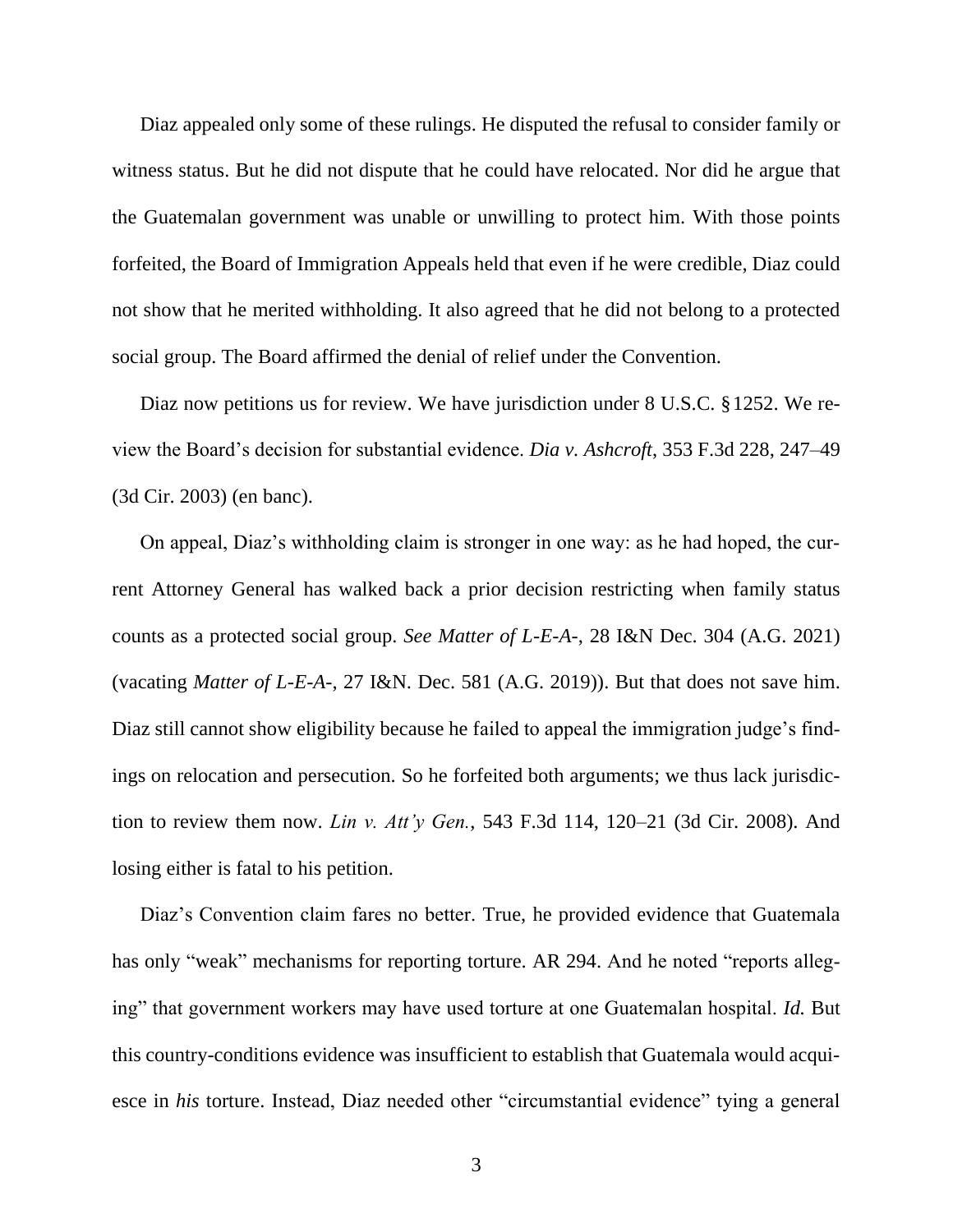Diaz appealed only some of these rulings. He disputed the refusal to consider family or witness status. But he did not dispute that he could have relocated. Nor did he argue that the Guatemalan government was unable or unwilling to protect him. With those points forfeited, the Board of Immigration Appeals held that even if he were credible, Diaz could not show that he merited withholding. It also agreed that he did not belong to a protected social group. The Board affirmed the denial of relief under the Convention.

Diaz now petitions us for review. We have jurisdiction under 8 U.S.C. § 1252. We review the Board's decision for substantial evidence. *Dia v. Ashcroft*, 353 F.3d 228, 247–49 (3d Cir. 2003) (en banc).

On appeal, Diaz's withholding claim is stronger in one way: as he had hoped, the current Attorney General has walked back a prior decision restricting when family status counts as a protected social group. *See Matter of L-E-A-*, 28 I&N Dec. 304 (A.G. 2021) (vacating *Matter of L-E-A-*, 27 I&N. Dec. 581 (A.G. 2019)). But that does not save him. Diaz still cannot show eligibility because he failed to appeal the immigration judge's findings on relocation and persecution. So he forfeited both arguments; we thus lack jurisdiction to review them now. *Lin v. Att'y Gen.*, 543 F.3d 114, 120–21 (3d Cir. 2008). And losing either is fatal to his petition.

Diaz's Convention claim fares no better. True, he provided evidence that Guatemala has only "weak" mechanisms for reporting torture. AR 294. And he noted "reports alleging" that government workers may have used torture at one Guatemalan hospital. *Id.* But this country-conditions evidence was insufficient to establish that Guatemala would acquiesce in *his* torture. Instead, Diaz needed other "circumstantial evidence" tying a general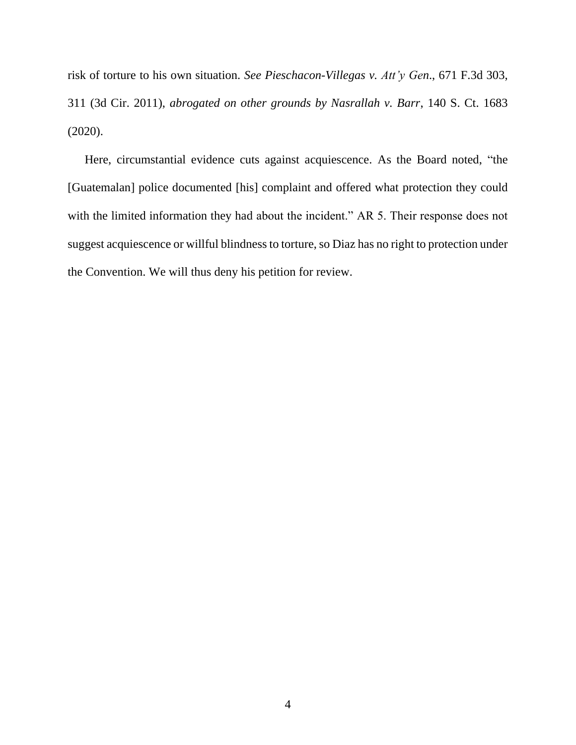risk of torture to his own situation. *See Pieschacon-Villegas v. Att'y Gen*., 671 F.3d 303, 311 (3d Cir. 2011), *abrogated on other grounds by Nasrallah v. Barr*, 140 S. Ct. 1683 (2020).

Here, circumstantial evidence cuts against acquiescence. As the Board noted, "the [Guatemalan] police documented [his] complaint and offered what protection they could with the limited information they had about the incident." AR 5. Their response does not suggest acquiescence or willful blindness to torture, so Diaz has no right to protection under the Convention. We will thus deny his petition for review.